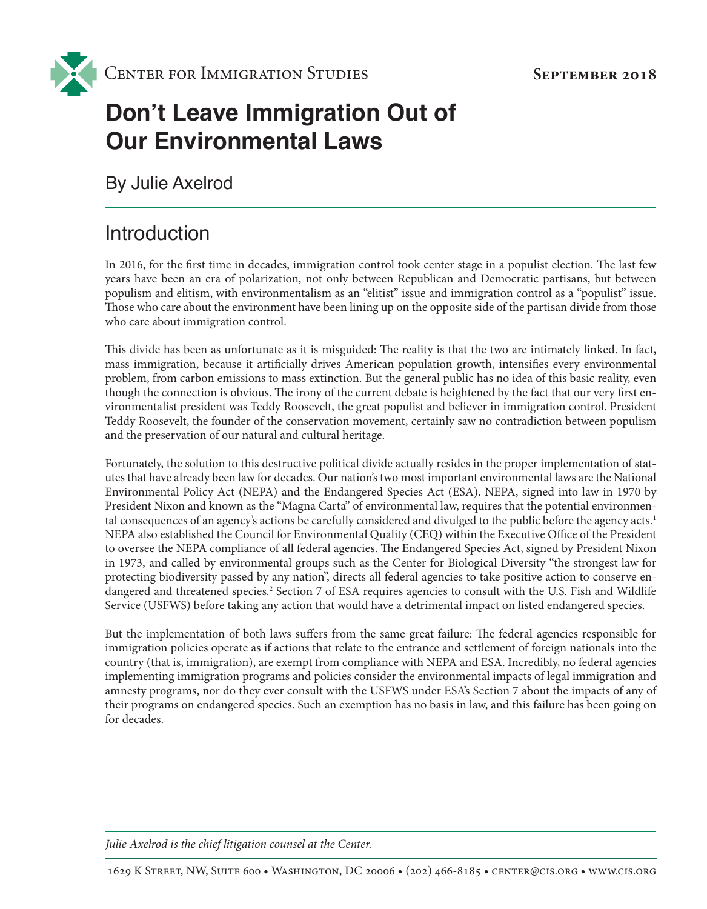Center for Immigration Studies — September 2018

# Don't Leave Immigration Out of Our Environmental Laws

By Julie Axelrod

## Introduction

In 2016, for the first time in decades, immigration control took center stage in a populist election. The last few years have been an era of polarization, not only between Republican and Democratic partisans, but between populism and elitism, with environmentalism as an "elitist" issue and immigration control as a "populist" issue. Those who care about the environment have been lining up on the opposite side of the partisan divide from those who care about immigration control.

This divide has been as unfortunate as it is misguided: The reality is that the two are intimately linked. In fact, mass immigration, because it artificially drives American population growth, intensifies every environmental problem, from carbon emissions to mass extinction. But the general public has no idea of this basic reality, even though the connection is obvious. The irony of the current debate is heightened by the fact that our very first environmentalist president was Teddy Roosevelt, the great populist and believer in immigration control. President Teddy Roosevelt, the founder of the conservation movement, certainly saw no contradiction between populism and the preservation of our natural and cultural heritage.

Fortunately, the solution to this destructive political divide actually resides in the proper implementation of statutes that have already been law for decades. Our nation's two most important environmental laws are the National Environmental Policy Act (NEPA) and the Endangered Species Act (ESA). NEPA, signed into law in 1970 by President Nixon and known as the "Magna Carta" of environmental law, requires that the potential environmental consequences of an agency's actions be carefully considered and divulged to the public before the agency acts.[1] NEPA also established the Council for Environmental Quality (CEQ) within the Executive Office of the President to oversee the NEPA compliance of all federal agencies. The Endangered Species Act, signed by President Nixon in 1973, and called by environmental groups such as the Center for Biological Diversity "the strongest law for protecting biodiversity passed by any nation", directs all federal agencies to take positive action to conserve endangered and threatened species.[2] Section 7 of ESA requires agencies to consult with the U.S. Fish and Wildlife Service (USFWS) before taking any action that would have a detrimental impact on listed endangered species.

But the implementation of both laws suffers from the same great failure: The federal agencies responsible for immigration policies operate as if actions that relate to the entrance and settlement of foreign nationals into the country (that is, immigration), are exempt from compliance with NEPA and ESA. Incredibly, no federal agencies implementing immigration programs and policies consider the environmental impacts of legal immigration and amnesty programs, nor do they ever consult with the USFWS under ESA's Section 7 about the impacts of any of their programs on endangered species. Such an exemption has no basis in law, and this failure has been going on for decades.

*Julie Axelrod is the chief litigation counsel at the Center.*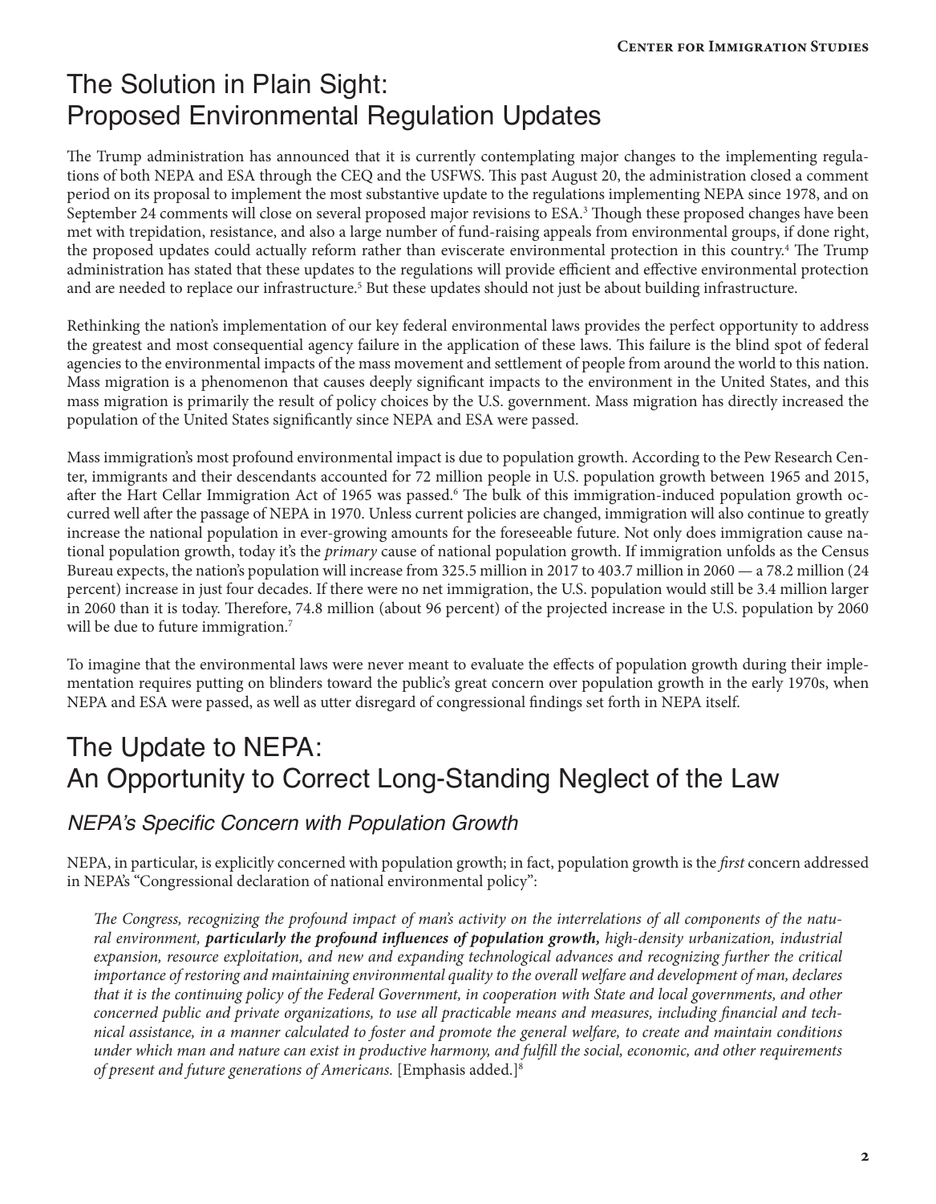# The Solution in Plain Sight: Proposed Environmental Regulation Updates

The Trump administration has announced that it is currently contemplating major changes to the implementing regulations of both NEPA and ESA through the CEQ and the USFWS. This past August 20, the administration closed a comment period on its proposal to implement the most substantive update to the regulations implementing NEPA since 1978, and on September 24 comments will close on several proposed major revisions to ESA.[3] Though these proposed changes have been met with trepidation, resistance, and also a large number of fund-raising appeals from environmental groups, if done right, the proposed updates could actually reform rather than eviscerate environmental protection in this country.[4] The Trump administration has stated that these updates to the regulations will provide efficient and effective environmental protection and are needed to replace our infrastructure.[5] But these updates should not just be about building infrastructure.

Rethinking the nation's implementation of our key federal environmental laws provides the perfect opportunity to address the greatest and most consequential agency failure in the application of these laws. This failure is the blind spot of federal agencies to the environmental impacts of the mass movement and settlement of people from around the world to this nation. Mass migration is a phenomenon that causes deeply significant impacts to the environment in the United States, and this mass migration is primarily the result of policy choices by the U.S. government. Mass migration has directly increased the population of the United States significantly since NEPA and ESA were passed.

Mass immigration's most profound environmental impact is due to population growth. According to the Pew Research Center, immigrants and their descendants accounted for 72 million people in U.S. population growth between 1965 and 2015, after the Hart Cellar Immigration Act of 1965 was passed.[6] The bulk of this immigration-induced population growth occurred well after the passage of NEPA in 1970. Unless current policies are changed, immigration will also continue to greatly increase the national population in ever-growing amounts for the foreseeable future. Not only does immigration cause national population growth, today it's the *primary* cause of national population growth. If immigration unfolds as the Census Bureau expects, the nation's population will increase from 325.5 million in 2017 to 403.7 million in 2060 — a 78.2 million (24 percent) increase in just four decades. If there were no net immigration, the U.S. population would still be 3.4 million larger in 2060 than it is today. Therefore, 74.8 million (about 96 percent) of the projected increase in the U.S. population by 2060 will be due to future immigration.[7]

To imagine that the environmental laws were never meant to evaluate the effects of population growth during their implementation requires putting on blinders toward the public's great concern over population growth in the early 1970s, when NEPA and ESA were passed, as well as utter disregard of congressional findings set forth in NEPA itself.

# The Update to NEPA: An Opportunity to Correct Long-Standing Neglect of the Law

### *NEPA's Specific Concern with Population Growth*

NEPA, in particular, is explicitly concerned with population growth; in fact, population growth is the *first* concern addressed in NEPA's "Congressional declaration of national environmental policy":

> *The Congress, recognizing the profound impact of man's activity on the interrelations of all components of the natural environment,* ***particularly the profound influences of population growth,*** *high-density urbanization, industrial expansion, resource exploitation, and new and expanding technological advances and recognizing further the critical importance of restoring and maintaining environmental quality to the overall welfare and development of man, declares that it is the continuing policy of the Federal Government, in cooperation with State and local governments, and other concerned public and private organizations, to use all practicable means and measures, including financial and technical assistance, in a manner calculated to foster and promote the general welfare, to create and maintain conditions under which man and nature can exist in productive harmony, and fulfill the social, economic, and other requirements of present and future generations of Americans.* [Emphasis added.][8]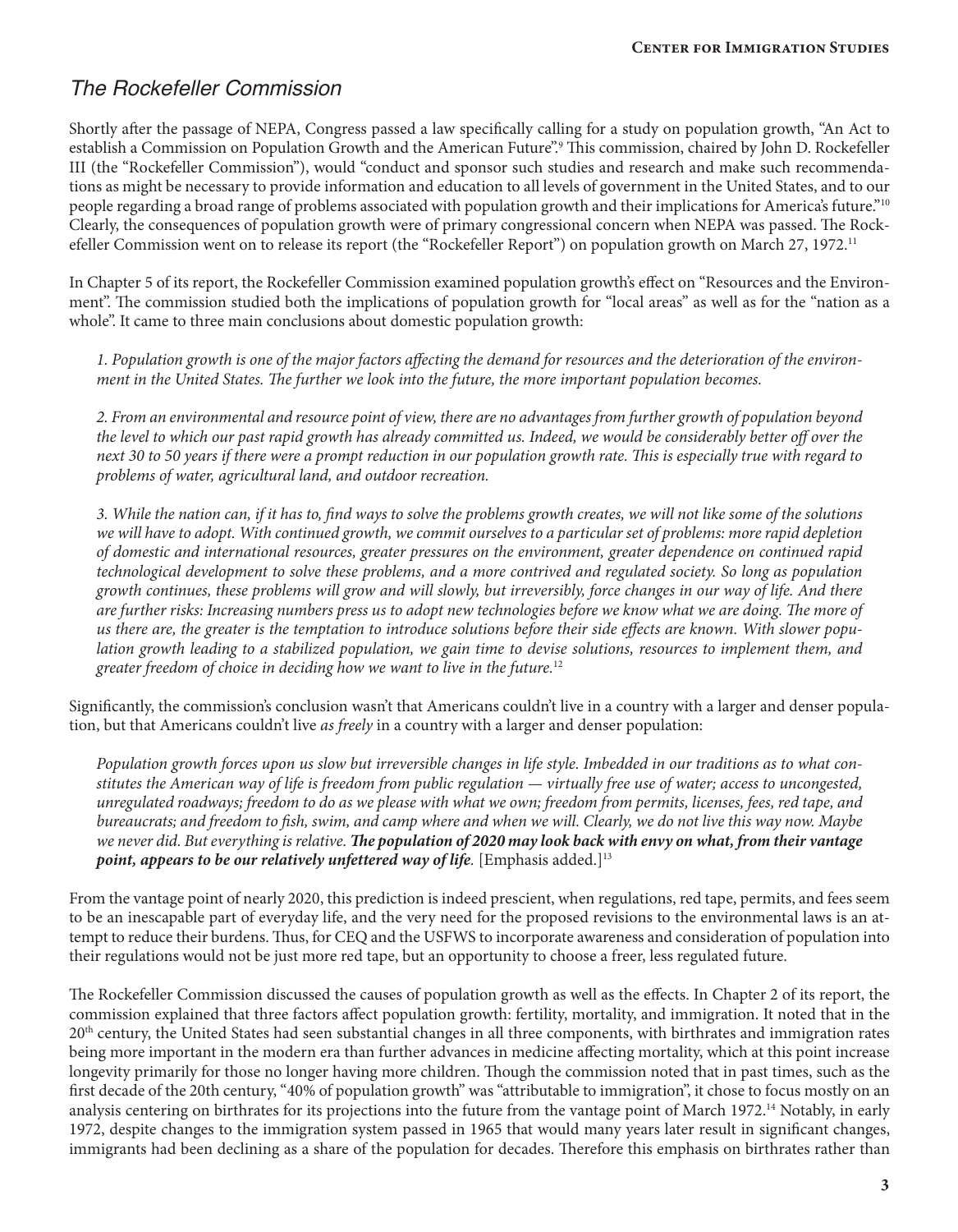## The Rockefeller Commission

Shortly after the passage of NEPA, Congress passed a law specifically calling for a study on population growth, "An Act to establish a Commission on Population Growth and the American Future".[9] This commission, chaired by John D. Rockefeller III (the "Rockefeller Commission"), would "conduct and sponsor such studies and research and make such recommendations as might be necessary to provide information and education to all levels of government in the United States, and to our people regarding a broad range of problems associated with population growth and their implications for America's future."[10] Clearly, the consequences of population growth were of primary congressional concern when NEPA was passed. The Rockefeller Commission went on to release its report (the "Rockefeller Report") on population growth on March 27, 1972.[11]

In Chapter 5 of its report, the Rockefeller Commission examined population growth's effect on "Resources and the Environment". The commission studied both the implications of population growth for "local areas" as well as for the "nation as a whole". It came to three main conclusions about domestic population growth:

*1. Population growth is one of the major factors affecting the demand for resources and the deterioration of the environment in the United States. The further we look into the future, the more important population becomes.*

*2. From an environmental and resource point of view, there are no advantages from further growth of population beyond the level to which our past rapid growth has already committed us. Indeed, we would be considerably better off over the next 30 to 50 years if there were a prompt reduction in our population growth rate. This is especially true with regard to problems of water, agricultural land, and outdoor recreation.*

*3. While the nation can, if it has to, find ways to solve the problems growth creates, we will not like some of the solutions we will have to adopt. With continued growth, we commit ourselves to a particular set of problems: more rapid depletion of domestic and international resources, greater pressures on the environment, greater dependence on continued rapid technological development to solve these problems, and a more contrived and regulated society. So long as population growth continues, these problems will grow and will slowly, but irreversibly, force changes in our way of life. And there are further risks: Increasing numbers press us to adopt new technologies before we know what we are doing. The more of us there are, the greater is the temptation to introduce solutions before their side effects are known. With slower population growth leading to a stabilized population, we gain time to devise solutions, resources to implement them, and greater freedom of choice in deciding how we want to live in the future.*[12]

Significantly, the commission's conclusion wasn't that Americans couldn't live in a country with a larger and denser population, but that Americans couldn't live *as freely* in a country with a larger and denser population:

*Population growth forces upon us slow but irreversible changes in life style. Imbedded in our traditions as to what constitutes the American way of life is freedom from public regulation — virtually free use of water; access to uncongested, unregulated roadways; freedom to do as we please with what we own; freedom from permits, licenses, fees, red tape, and bureaucrats; and freedom to fish, swim, and camp where and when we will. Clearly, we do not live this way now. Maybe we never did. But everything is relative.* ***The population of 2020 may look back with envy on what, from their vantage point, appears to be our relatively unfettered way of life****.* [Emphasis added.][13]

From the vantage point of nearly 2020, this prediction is indeed prescient, when regulations, red tape, permits, and fees seem to be an inescapable part of everyday life, and the very need for the proposed revisions to the environmental laws is an attempt to reduce their burdens. Thus, for CEQ and the USFWS to incorporate awareness and consideration of population into their regulations would not be just more red tape, but an opportunity to choose a freer, less regulated future.

The Rockefeller Commission discussed the causes of population growth as well as the effects. In Chapter 2 of its report, the commission explained that three factors affect population growth: fertility, mortality, and immigration. It noted that in the 20th century, the United States had seen substantial changes in all three components, with birthrates and immigration rates being more important in the modern era than further advances in medicine affecting mortality, which at this point increase longevity primarily for those no longer having more children. Though the commission noted that in past times, such as the first decade of the 20th century, "40% of population growth" was "attributable to immigration", it chose to focus mostly on an analysis centering on birthrates for its projections into the future from the vantage point of March 1972.[14] Notably, in early 1972, despite changes to the immigration system passed in 1965 that would many years later result in significant changes, immigrants had been declining as a share of the population for decades. Therefore this emphasis on birthrates rather than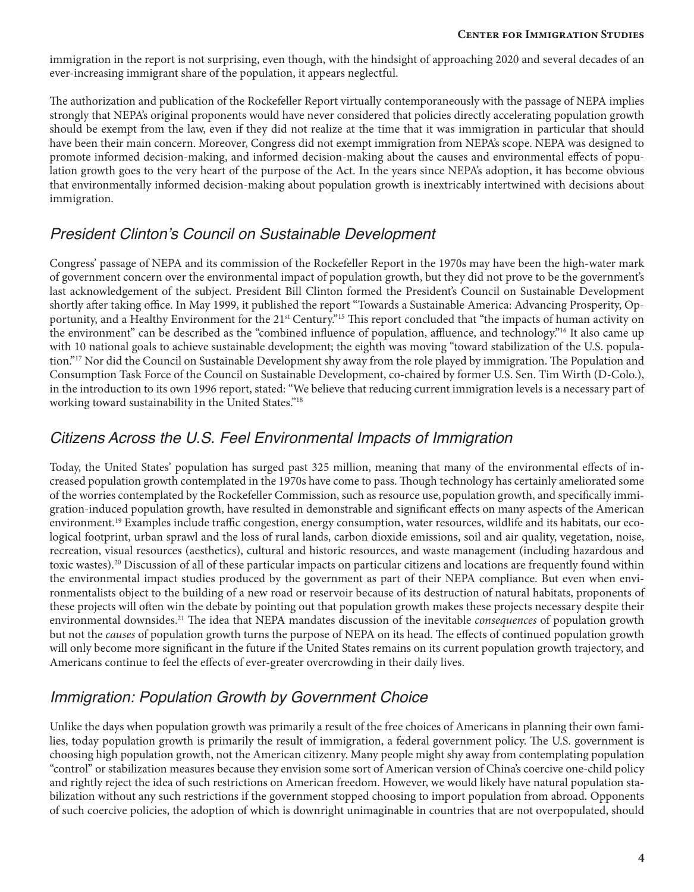immigration in the report is not surprising, even though, with the hindsight of approaching 2020 and several decades of an ever-increasing immigrant share of the population, it appears neglectful.

The authorization and publication of the Rockefeller Report virtually contemporaneously with the passage of NEPA implies strongly that NEPA's original proponents would have never considered that policies directly accelerating population growth should be exempt from the law, even if they did not realize at the time that it was immigration in particular that should have been their main concern. Moreover, Congress did not exempt immigration from NEPA's scope. NEPA was designed to promote informed decision-making, and informed decision-making about the causes and environmental effects of population growth goes to the very heart of the purpose of the Act. In the years since NEPA's adoption, it has become obvious that environmentally informed decision-making about population growth is inextricably intertwined with decisions about immigration.

## *President Clinton's Council on Sustainable Development*

Congress' passage of NEPA and its commission of the Rockefeller Report in the 1970s may have been the high-water mark of government concern over the environmental impact of population growth, but they did not prove to be the government's last acknowledgement of the subject. President Bill Clinton formed the President's Council on Sustainable Development shortly after taking office. In May 1999, it published the report "Towards a Sustainable America: Advancing Prosperity, Opportunity, and a Healthy Environment for the 21st Century."[15] This report concluded that "the impacts of human activity on the environment" can be described as the "combined influence of population, affluence, and technology."[16] It also came up with 10 national goals to achieve sustainable development; the eighth was moving "toward stabilization of the U.S. population."[17] Nor did the Council on Sustainable Development shy away from the role played by immigration. The Population and Consumption Task Force of the Council on Sustainable Development, co-chaired by former U.S. Sen. Tim Wirth (D-Colo.), in the introduction to its own 1996 report, stated: "We believe that reducing current immigration levels is a necessary part of working toward sustainability in the United States."[18]

## *Citizens Across the U.S. Feel Environmental Impacts of Immigration*

Today, the United States' population has surged past 325 million, meaning that many of the environmental effects of increased population growth contemplated in the 1970s have come to pass. Though technology has certainly ameliorated some of the worries contemplated by the Rockefeller Commission, such as resource use, population growth, and specifically immigration-induced population growth, have resulted in demonstrable and significant effects on many aspects of the American environment.[19] Examples include traffic congestion, energy consumption, water resources, wildlife and its habitats, our ecological footprint, urban sprawl and the loss of rural lands, carbon dioxide emissions, soil and air quality, vegetation, noise, recreation, visual resources (aesthetics), cultural and historic resources, and waste management (including hazardous and toxic wastes).[20] Discussion of all of these particular impacts on particular citizens and locations are frequently found within the environmental impact studies produced by the government as part of their NEPA compliance. But even when environmentalists object to the building of a new road or reservoir because of its destruction of natural habitats, proponents of these projects will often win the debate by pointing out that population growth makes these projects necessary despite their environmental downsides.[21] The idea that NEPA mandates discussion of the inevitable *consequences* of population growth but not the *causes* of population growth turns the purpose of NEPA on its head. The effects of continued population growth will only become more significant in the future if the United States remains on its current population growth trajectory, and Americans continue to feel the effects of ever-greater overcrowding in their daily lives.

## *Immigration: Population Growth by Government Choice*

Unlike the days when population growth was primarily a result of the free choices of Americans in planning their own families, today population growth is primarily the result of immigration, a federal government policy. The U.S. government is choosing high population growth, not the American citizenry. Many people might shy away from contemplating population "control" or stabilization measures because they envision some sort of American version of China's coercive one-child policy and rightly reject the idea of such restrictions on American freedom. However, we would likely have natural population stabilization without any such restrictions if the government stopped choosing to import population from abroad. Opponents of such coercive policies, the adoption of which is downright unimaginable in countries that are not overpopulated, should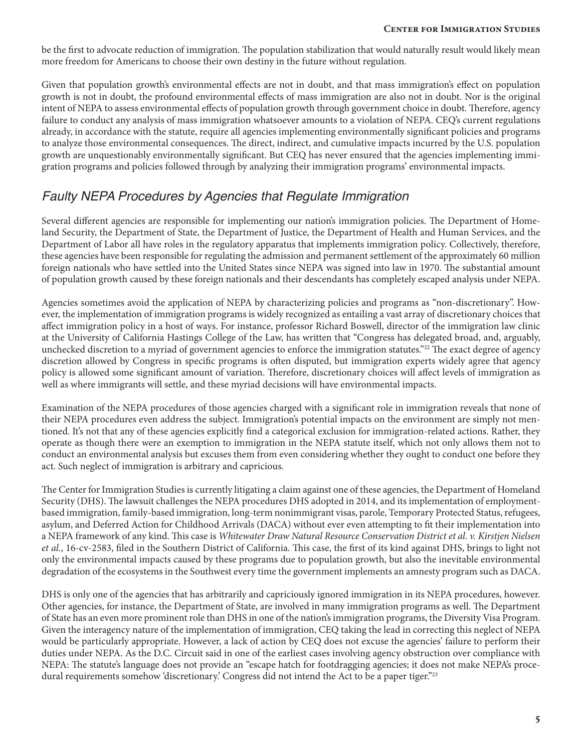be the first to advocate reduction of immigration. The population stabilization that would naturally result would likely mean more freedom for Americans to choose their own destiny in the future without regulation.

Given that population growth's environmental effects are not in doubt, and that mass immigration's effect on population growth is not in doubt, the profound environmental effects of mass immigration are also not in doubt. Nor is the original intent of NEPA to assess environmental effects of population growth through government choice in doubt. Therefore, agency failure to conduct any analysis of mass immigration whatsoever amounts to a violation of NEPA. CEQ's current regulations already, in accordance with the statute, require all agencies implementing environmentally significant policies and programs to analyze those environmental consequences. The direct, indirect, and cumulative impacts incurred by the U.S. population growth are unquestionably environmentally significant. But CEQ has never ensured that the agencies implementing immigration programs and policies followed through by analyzing their immigration programs' environmental impacts.

## *Faulty NEPA Procedures by Agencies that Regulate Immigration*

Several different agencies are responsible for implementing our nation's immigration policies. The Department of Homeland Security, the Department of State, the Department of Justice, the Department of Health and Human Services, and the Department of Labor all have roles in the regulatory apparatus that implements immigration policy. Collectively, therefore, these agencies have been responsible for regulating the admission and permanent settlement of the approximately 60 million foreign nationals who have settled into the United States since NEPA was signed into law in 1970. The substantial amount of population growth caused by these foreign nationals and their descendants has completely escaped analysis under NEPA.

Agencies sometimes avoid the application of NEPA by characterizing policies and programs as "non-discretionary". However, the implementation of immigration programs is widely recognized as entailing a vast array of discretionary choices that affect immigration policy in a host of ways. For instance, professor Richard Boswell, director of the immigration law clinic at the University of California Hastings College of the Law, has written that "Congress has delegated broad, and, arguably, unchecked discretion to a myriad of government agencies to enforce the immigration statutes."[22] The exact degree of agency discretion allowed by Congress in specific programs is often disputed, but immigration experts widely agree that agency policy is allowed some significant amount of variation. Therefore, discretionary choices will affect levels of immigration as well as where immigrants will settle, and these myriad decisions will have environmental impacts.

Examination of the NEPA procedures of those agencies charged with a significant role in immigration reveals that none of their NEPA procedures even address the subject. Immigration's potential impacts on the environment are simply not mentioned. It's not that any of these agencies explicitly find a categorical exclusion for immigration-related actions. Rather, they operate as though there were an exemption to immigration in the NEPA statute itself, which not only allows them not to conduct an environmental analysis but excuses them from even considering whether they ought to conduct one before they act. Such neglect of immigration is arbitrary and capricious.

The Center for Immigration Studies is currently litigating a claim against one of these agencies, the Department of Homeland Security (DHS). The lawsuit challenges the NEPA procedures DHS adopted in 2014, and its implementation of employment-based immigration, family-based immigration, long-term nonimmigrant visas, parole, Temporary Protected Status, refugees, asylum, and Deferred Action for Childhood Arrivals (DACA) without ever even attempting to fit their implementation into a NEPA framework of any kind. This case is *Whitewater Draw Natural Resource Conservation District et al. v. Kirstjen Nielsen et al.*, 16-cv-2583, filed in the Southern District of California. This case, the first of its kind against DHS, brings to light not only the environmental impacts caused by these programs due to population growth, but also the inevitable environmental degradation of the ecosystems in the Southwest every time the government implements an amnesty program such as DACA.

DHS is only one of the agencies that has arbitrarily and capriciously ignored immigration in its NEPA procedures, however. Other agencies, for instance, the Department of State, are involved in many immigration programs as well. The Department of State has an even more prominent role than DHS in one of the nation's immigration programs, the Diversity Visa Program. Given the interagency nature of the implementation of immigration, CEQ taking the lead in correcting this neglect of NEPA would be particularly appropriate. However, a lack of action by CEQ does not excuse the agencies' failure to perform their duties under NEPA. As the D.C. Circuit said in one of the earliest cases involving agency obstruction over compliance with NEPA: The statute's language does not provide an "escape hatch for footdragging agencies; it does not make NEPA's procedural requirements somehow 'discretionary.' Congress did not intend the Act to be a paper tiger."[23]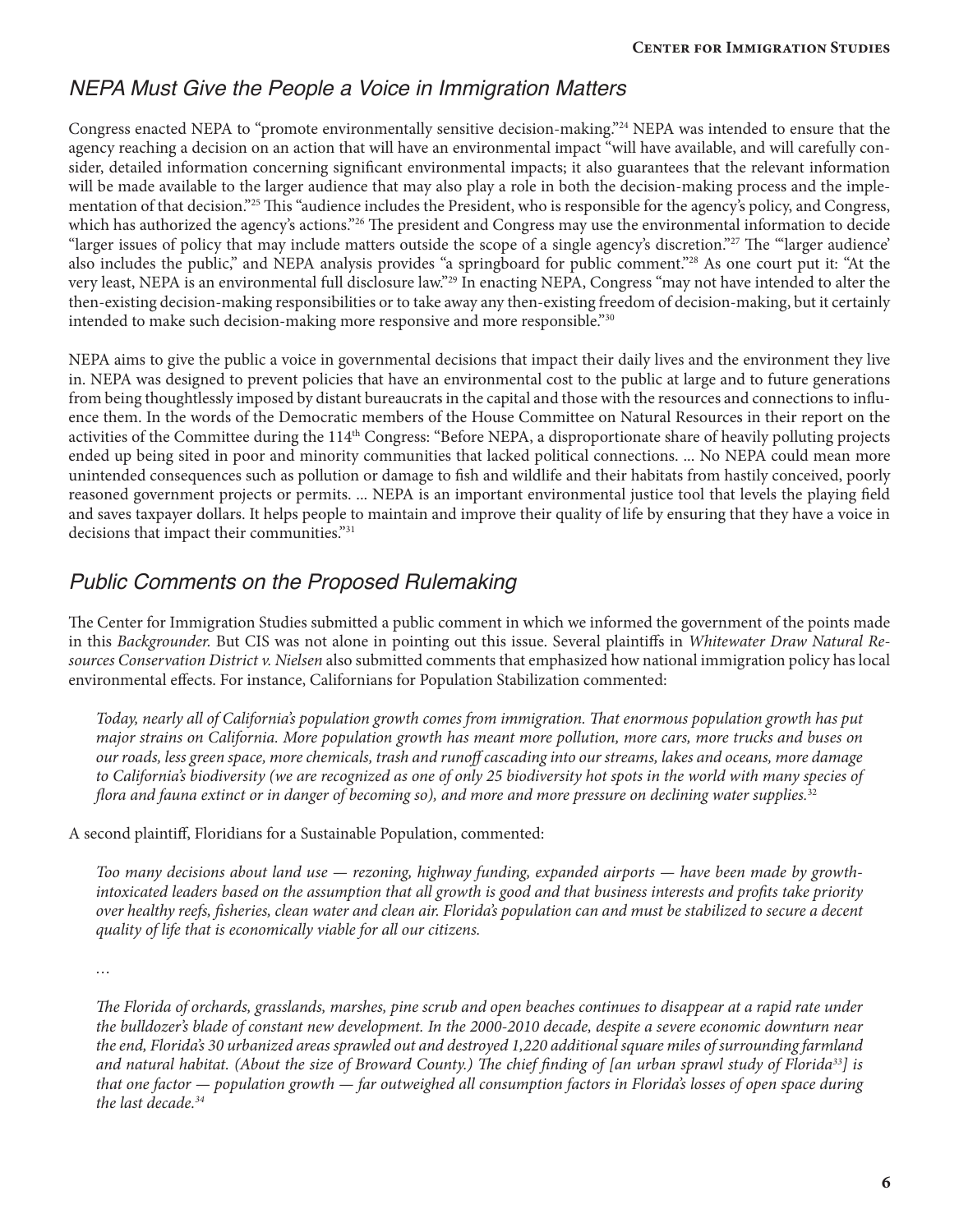## *NEPA Must Give the People a Voice in Immigration Matters*

Congress enacted NEPA to "promote environmentally sensitive decision-making."[24] NEPA was intended to ensure that the agency reaching a decision on an action that will have an environmental impact "will have available, and will carefully consider, detailed information concerning significant environmental impacts; it also guarantees that the relevant information will be made available to the larger audience that may also play a role in both the decision-making process and the implementation of that decision."[25] This "audience includes the President, who is responsible for the agency's policy, and Congress, which has authorized the agency's actions."[26] The president and Congress may use the environmental information to decide "larger issues of policy that may include matters outside the scope of a single agency's discretion."[27] The "'larger audience' also includes the public," and NEPA analysis provides "a springboard for public comment."[28] As one court put it: "At the very least, NEPA is an environmental full disclosure law."[29] In enacting NEPA, Congress "may not have intended to alter the then-existing decision-making responsibilities or to take away any then-existing freedom of decision-making, but it certainly intended to make such decision-making more responsive and more responsible."[30]

NEPA aims to give the public a voice in governmental decisions that impact their daily lives and the environment they live in. NEPA was designed to prevent policies that have an environmental cost to the public at large and to future generations from being thoughtlessly imposed by distant bureaucrats in the capital and those with the resources and connections to influence them. In the words of the Democratic members of the House Committee on Natural Resources in their report on the activities of the Committee during the 114th Congress: "Before NEPA, a disproportionate share of heavily polluting projects ended up being sited in poor and minority communities that lacked political connections. ... No NEPA could mean more unintended consequences such as pollution or damage to fish and wildlife and their habitats from hastily conceived, poorly reasoned government projects or permits. ... NEPA is an important environmental justice tool that levels the playing field and saves taxpayer dollars. It helps people to maintain and improve their quality of life by ensuring that they have a voice in decisions that impact their communities."[31]

## *Public Comments on the Proposed Rulemaking*

The Center for Immigration Studies submitted a public comment in which we informed the government of the points made in this *Backgrounder.* But CIS was not alone in pointing out this issue. Several plaintiffs in *Whitewater Draw Natural Resources Conservation District v. Nielsen* also submitted comments that emphasized how national immigration policy has local environmental effects. For instance, Californians for Population Stabilization commented:

> *Today, nearly all of California's population growth comes from immigration. That enormous population growth has put major strains on California. More population growth has meant more pollution, more cars, more trucks and buses on our roads, less green space, more chemicals, trash and runoff cascading into our streams, lakes and oceans, more damage to California's biodiversity (we are recognized as one of only 25 biodiversity hot spots in the world with many species of flora and fauna extinct or in danger of becoming so), and more and more pressure on declining water supplies.*[32]

A second plaintiff, Floridians for a Sustainable Population, commented:

> *Too many decisions about land use — rezoning, highway funding, expanded airports — have been made by growth-intoxicated leaders based on the assumption that all growth is good and that business interests and profits take priority over healthy reefs, fisheries, clean water and clean air. Florida's population can and must be stabilized to secure a decent quality of life that is economically viable for all our citizens.*
>
> *…*
>
> *The Florida of orchards, grasslands, marshes, pine scrub and open beaches continues to disappear at a rapid rate under the bulldozer's blade of constant new development. In the 2000-2010 decade, despite a severe economic downturn near the end, Florida's 30 urbanized areas sprawled out and destroyed 1,220 additional square miles of surrounding farmland and natural habitat. (About the size of Broward County.) The chief finding of [an urban sprawl study of Florida[33]] is that one factor — population growth — far outweighed all consumption factors in Florida's losses of open space during the last decade.*[34]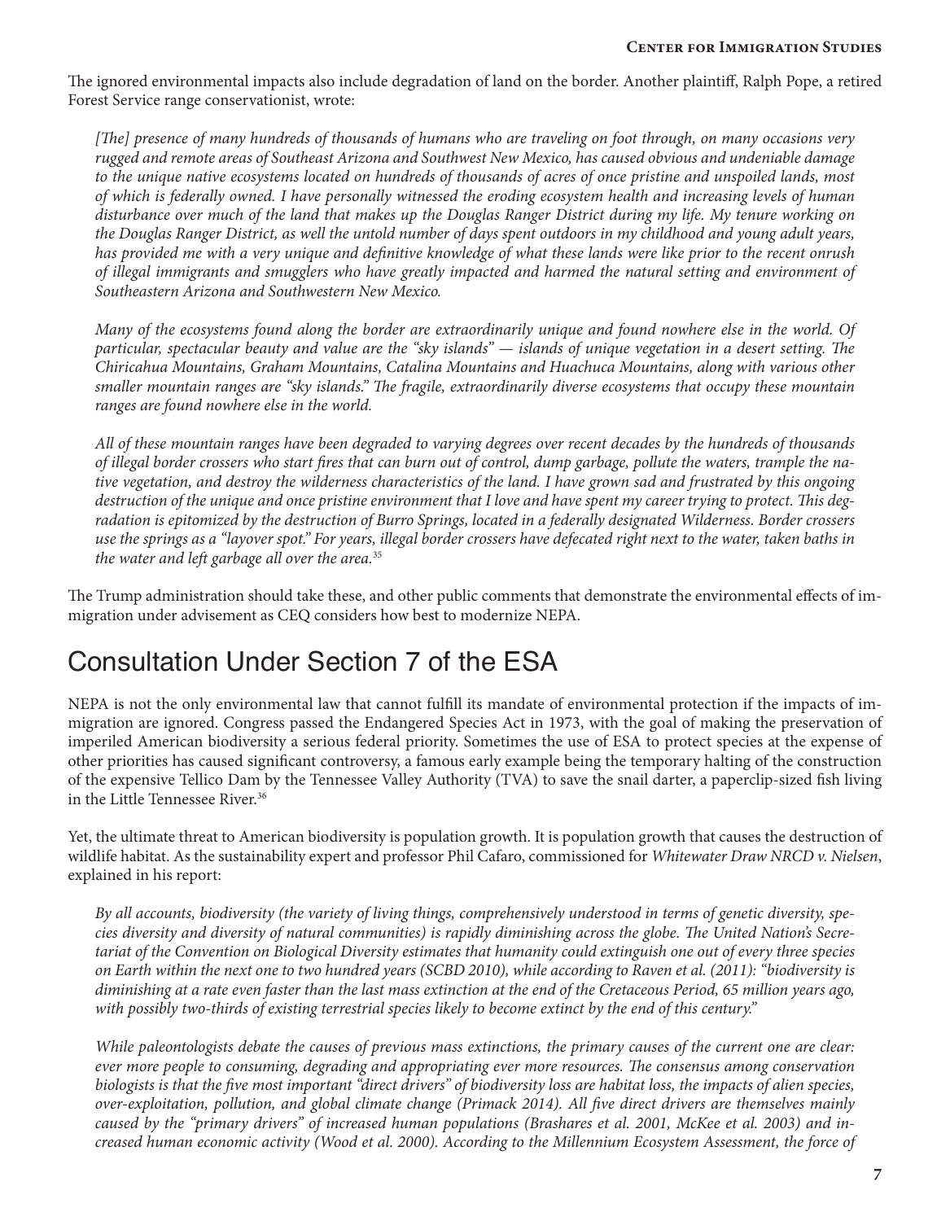The ignored environmental impacts also include degradation of land on the border. Another plaintiff, Ralph Pope, a retired Forest Service range conservationist, wrote:

> *[The] presence of many hundreds of thousands of humans who are traveling on foot through, on many occasions very rugged and remote areas of Southeast Arizona and Southwest New Mexico, has caused obvious and undeniable damage to the unique native ecosystems located on hundreds of thousands of acres of once pristine and unspoiled lands, most of which is federally owned. I have personally witnessed the eroding ecosystem health and increasing levels of human disturbance over much of the land that makes up the Douglas Ranger District during my life. My tenure working on the Douglas Ranger District, as well the untold number of days spent outdoors in my childhood and young adult years, has provided me with a very unique and definitive knowledge of what these lands were like prior to the recent onrush of illegal immigrants and smugglers who have greatly impacted and harmed the natural setting and environment of Southeastern Arizona and Southwestern New Mexico.*
>
> *Many of the ecosystems found along the border are extraordinarily unique and found nowhere else in the world. Of particular, spectacular beauty and value are the "sky islands" — islands of unique vegetation in a desert setting. The Chiricahua Mountains, Graham Mountains, Catalina Mountains and Huachuca Mountains, along with various other smaller mountain ranges are "sky islands." The fragile, extraordinarily diverse ecosystems that occupy these mountain ranges are found nowhere else in the world.*
>
> *All of these mountain ranges have been degraded to varying degrees over recent decades by the hundreds of thousands of illegal border crossers who start fires that can burn out of control, dump garbage, pollute the waters, trample the native vegetation, and destroy the wilderness characteristics of the land. I have grown sad and frustrated by this ongoing destruction of the unique and once pristine environment that I love and have spent my career trying to protect. This degradation is epitomized by the destruction of Burro Springs, located in a federally designated Wilderness. Border crossers use the springs as a "layover spot." For years, illegal border crossers have defecated right next to the water, taken baths in the water and left garbage all over the area.*[35]

The Trump administration should take these, and other public comments that demonstrate the environmental effects of immigration under advisement as CEQ considers how best to modernize NEPA.

## Consultation Under Section 7 of the ESA

NEPA is not the only environmental law that cannot fulfill its mandate of environmental protection if the impacts of immigration are ignored. Congress passed the Endangered Species Act in 1973, with the goal of making the preservation of imperiled American biodiversity a serious federal priority. Sometimes the use of ESA to protect species at the expense of other priorities has caused significant controversy, a famous early example being the temporary halting of the construction of the expensive Tellico Dam by the Tennessee Valley Authority (TVA) to save the snail darter, a paperclip-sized fish living in the Little Tennessee River.[36]

Yet, the ultimate threat to American biodiversity is population growth. It is population growth that causes the destruction of wildlife habitat. As the sustainability expert and professor Phil Cafaro, commissioned for *Whitewater Draw NRCD v. Nielsen*, explained in his report:

> *By all accounts, biodiversity (the variety of living things, comprehensively understood in terms of genetic diversity, species diversity and diversity of natural communities) is rapidly diminishing across the globe. The United Nation's Secretariat of the Convention on Biological Diversity estimates that humanity could extinguish one out of every three species on Earth within the next one to two hundred years (SCBD 2010), while according to Raven et al. (2011): "biodiversity is diminishing at a rate even faster than the last mass extinction at the end of the Cretaceous Period, 65 million years ago, with possibly two-thirds of existing terrestrial species likely to become extinct by the end of this century."*
>
> *While paleontologists debate the causes of previous mass extinctions, the primary causes of the current one are clear: ever more people to consuming, degrading and appropriating ever more resources. The consensus among conservation biologists is that the five most important "direct drivers" of biodiversity loss are habitat loss, the impacts of alien species, over-exploitation, pollution, and global climate change (Primack 2014). All five direct drivers are themselves mainly caused by the "primary drivers" of increased human populations (Brashares et al. 2001, McKee et al. 2003) and increased human economic activity (Wood et al. 2000). According to the Millennium Ecosystem Assessment, the force of*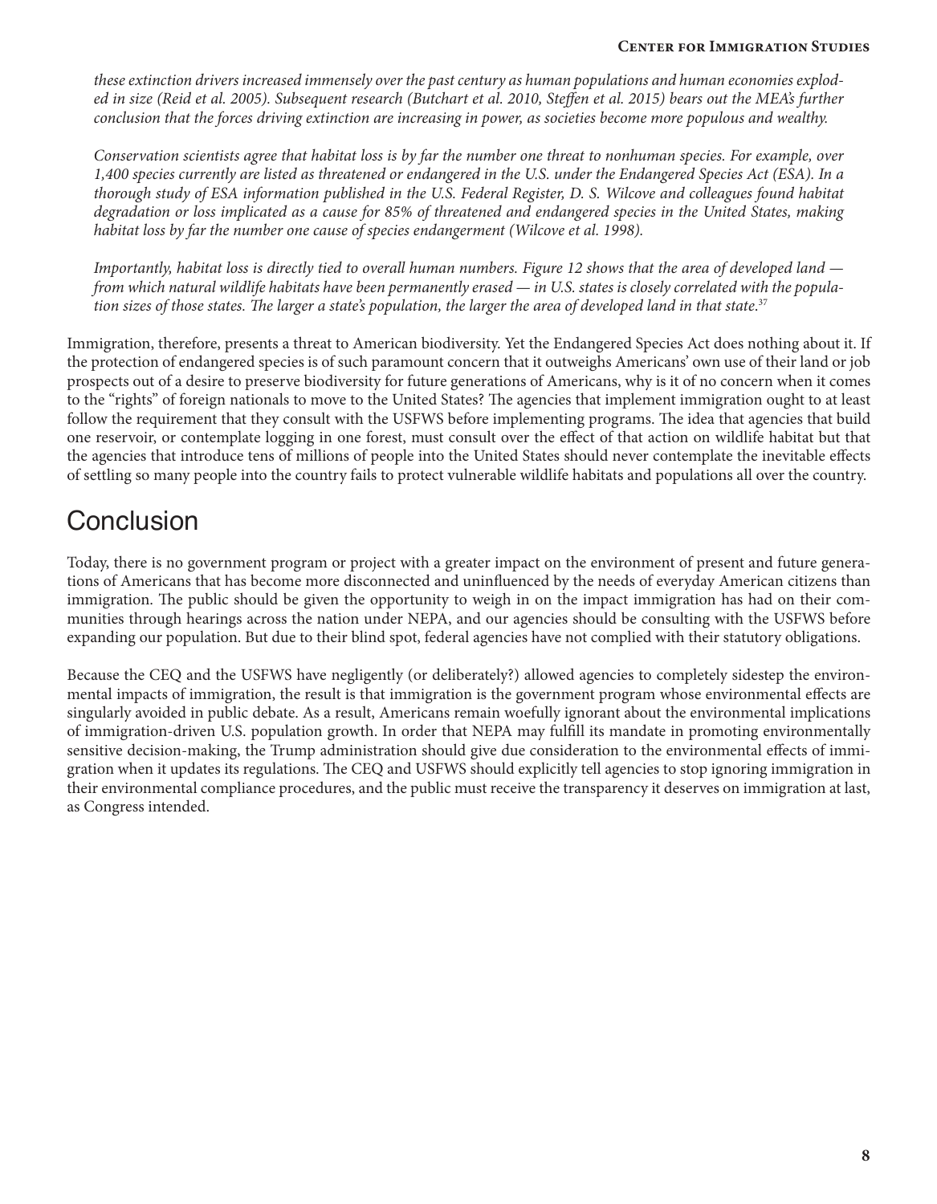*these extinction drivers increased immensely over the past century as human populations and human economies exploded in size (Reid et al. 2005). Subsequent research (Butchart et al. 2010, Steffen et al. 2015) bears out the MEA's further conclusion that the forces driving extinction are increasing in power, as societies become more populous and wealthy.*

*Conservation scientists agree that habitat loss is by far the number one threat to nonhuman species. For example, over 1,400 species currently are listed as threatened or endangered in the U.S. under the Endangered Species Act (ESA). In a thorough study of ESA information published in the U.S. Federal Register, D. S. Wilcove and colleagues found habitat degradation or loss implicated as a cause for 85% of threatened and endangered species in the United States, making habitat loss by far the number one cause of species endangerment (Wilcove et al. 1998).*

*Importantly, habitat loss is directly tied to overall human numbers. Figure 12 shows that the area of developed land — from which natural wildlife habitats have been permanently erased — in U.S. states is closely correlated with the population sizes of those states. The larger a state's population, the larger the area of developed land in that state.*[37]

Immigration, therefore, presents a threat to American biodiversity. Yet the Endangered Species Act does nothing about it. If the protection of endangered species is of such paramount concern that it outweighs Americans' own use of their land or job prospects out of a desire to preserve biodiversity for future generations of Americans, why is it of no concern when it comes to the "rights" of foreign nationals to move to the United States? The agencies that implement immigration ought to at least follow the requirement that they consult with the USFWS before implementing programs. The idea that agencies that build one reservoir, or contemplate logging in one forest, must consult over the effect of that action on wildlife habitat but that the agencies that introduce tens of millions of people into the United States should never contemplate the inevitable effects of settling so many people into the country fails to protect vulnerable wildlife habitats and populations all over the country.

## Conclusion

Today, there is no government program or project with a greater impact on the environment of present and future generations of Americans that has become more disconnected and uninfluenced by the needs of everyday American citizens than immigration. The public should be given the opportunity to weigh in on the impact immigration has had on their communities through hearings across the nation under NEPA, and our agencies should be consulting with the USFWS before expanding our population. But due to their blind spot, federal agencies have not complied with their statutory obligations.

Because the CEQ and the USFWS have negligently (or deliberately?) allowed agencies to completely sidestep the environmental impacts of immigration, the result is that immigration is the government program whose environmental effects are singularly avoided in public debate. As a result, Americans remain woefully ignorant about the environmental implications of immigration-driven U.S. population growth. In order that NEPA may fulfill its mandate in promoting environmentally sensitive decision-making, the Trump administration should give due consideration to the environmental effects of immigration when it updates its regulations. The CEQ and USFWS should explicitly tell agencies to stop ignoring immigration in their environmental compliance procedures, and the public must receive the transparency it deserves on immigration at last, as Congress intended.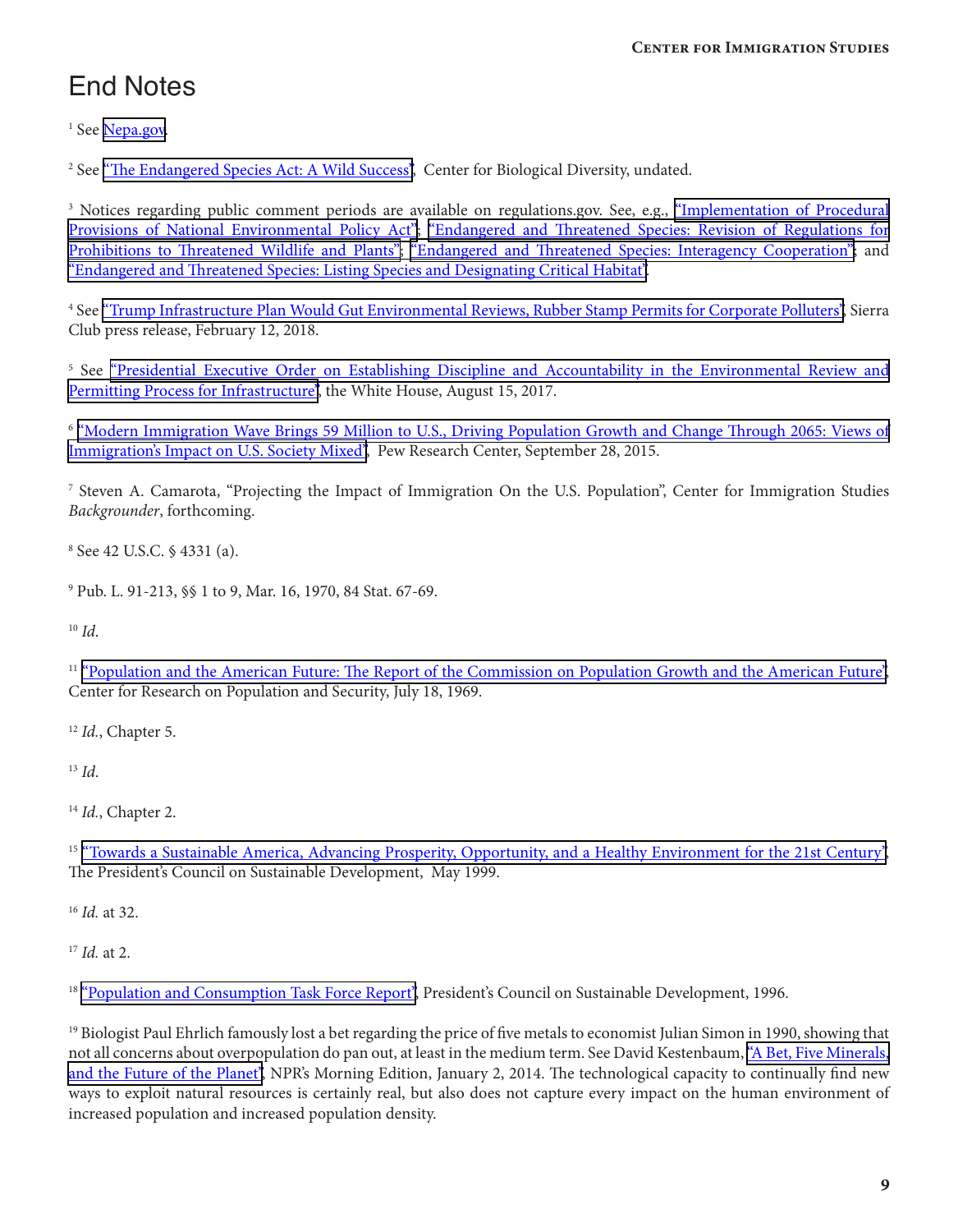# End Notes

[1] See Nepa.gov.

[2] See "The Endangered Species Act: A Wild Success", Center for Biological Diversity, undated.

[3] Notices regarding public comment periods are available on regulations.gov. See, e.g., "Implementation of Procedural Provisions of National Environmental Policy Act"; "Endangered and Threatened Species: Revision of Regulations for Prohibitions to Threatened Wildlife and Plants"; "Endangered and Threatened Species: Interagency Cooperation"; and "Endangered and Threatened Species: Listing Species and Designating Critical Habitat".

[4] See "Trump Infrastructure Plan Would Gut Environmental Reviews, Rubber Stamp Permits for Corporate Polluters", Sierra Club press release, February 12, 2018.

[5] See "Presidential Executive Order on Establishing Discipline and Accountability in the Environmental Review and Permitting Process for Infrastructure", the White House, August 15, 2017.

[6] "Modern Immigration Wave Brings 59 Million to U.S., Driving Population Growth and Change Through 2065: Views of Immigration's Impact on U.S. Society Mixed", Pew Research Center, September 28, 2015.

[7] Steven A. Camarota, "Projecting the Impact of Immigration On the U.S. Population", Center for Immigration Studies *Backgrounder*, forthcoming.

[8] See 42 U.S.C. § 4331 (a).

[9] Pub. L. 91-213, §§ 1 to 9, Mar. 16, 1970, 84 Stat. 67-69.

[10] *Id.*

[11] "Population and the American Future: The Report of the Commission on Population Growth and the American Future", Center for Research on Population and Security, July 18, 1969.

[12] *Id.*, Chapter 5.

[13] *Id.*

[14] *Id.*, Chapter 2.

[15] "Towards a Sustainable America, Advancing Prosperity, Opportunity, and a Healthy Environment for the 21st Century", The President's Council on Sustainable Development, May 1999.

[16] *Id.* at 32.

[17] *Id.* at 2.

[18] "Population and Consumption Task Force Report", President's Council on Sustainable Development, 1996.

[19] Biologist Paul Ehrlich famously lost a bet regarding the price of five metals to economist Julian Simon in 1990, showing that not all concerns about overpopulation do pan out, at least in the medium term. See David Kestenbaum, "A Bet, Five Minerals, and the Future of the Planet", NPR's Morning Edition, January 2, 2014. The technological capacity to continually find new ways to exploit natural resources is certainly real, but also does not capture every impact on the human environment of increased population and increased population density.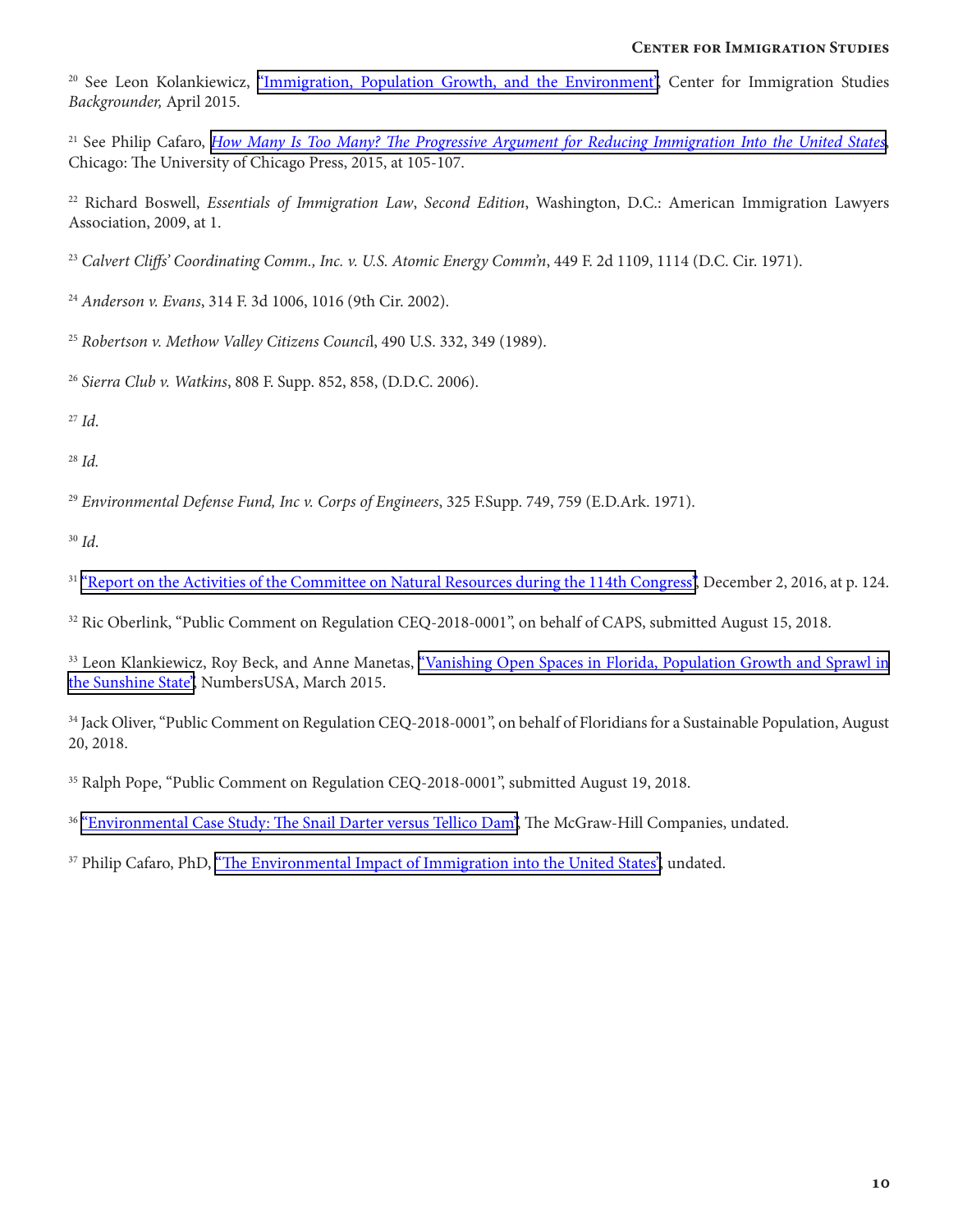[20] See Leon Kolankiewicz, "Immigration, Population Growth, and the Environment", Center for Immigration Studies *Backgrounder,* April 2015.

[21] See Philip Cafaro, *How Many Is Too Many? The Progressive Argument for Reducing Immigration Into the United States*, Chicago: The University of Chicago Press, 2015, at 105-107.

[22] Richard Boswell, *Essentials of Immigration Law*, *Second Edition*, Washington, D.C.: American Immigration Lawyers Association, 2009, at 1.

[23] *Calvert Cliffs' Coordinating Comm., Inc. v. U.S. Atomic Energy Comm'n*, 449 F. 2d 1109, 1114 (D.C. Cir. 1971).

[24] *Anderson v. Evans*, 314 F. 3d 1006, 1016 (9th Cir. 2002).

[25] *Robertson v. Methow Valley Citizens Counci*l, 490 U.S. 332, 349 (1989).

[26] *Sierra Club v. Watkins*, 808 F. Supp. 852, 858, (D.D.C. 2006).

[27] *Id.*

[28] *Id.*

[29] *Environmental Defense Fund, Inc v. Corps of Engineers*, 325 F.Supp. 749, 759 (E.D.Ark. 1971).

[30] *Id.*

[31] "Report on the Activities of the Committee on Natural Resources during the 114th Congress", December 2, 2016, at p. 124.

[32] Ric Oberlink, "Public Comment on Regulation CEQ-2018-0001", on behalf of CAPS, submitted August 15, 2018.

[33] Leon Klankiewicz, Roy Beck, and Anne Manetas, "Vanishing Open Spaces in Florida, Population Growth and Sprawl in the Sunshine State", NumbersUSA, March 2015.

[34] Jack Oliver, "Public Comment on Regulation CEQ-2018-0001", on behalf of Floridians for a Sustainable Population, August 20, 2018.

[35] Ralph Pope, "Public Comment on Regulation CEQ-2018-0001", submitted August 19, 2018.

[36] "Environmental Case Study: The Snail Darter versus Tellico Dam", The McGraw-Hill Companies, undated.

[37] Philip Cafaro, PhD, "The Environmental Impact of Immigration into the United States", undated.